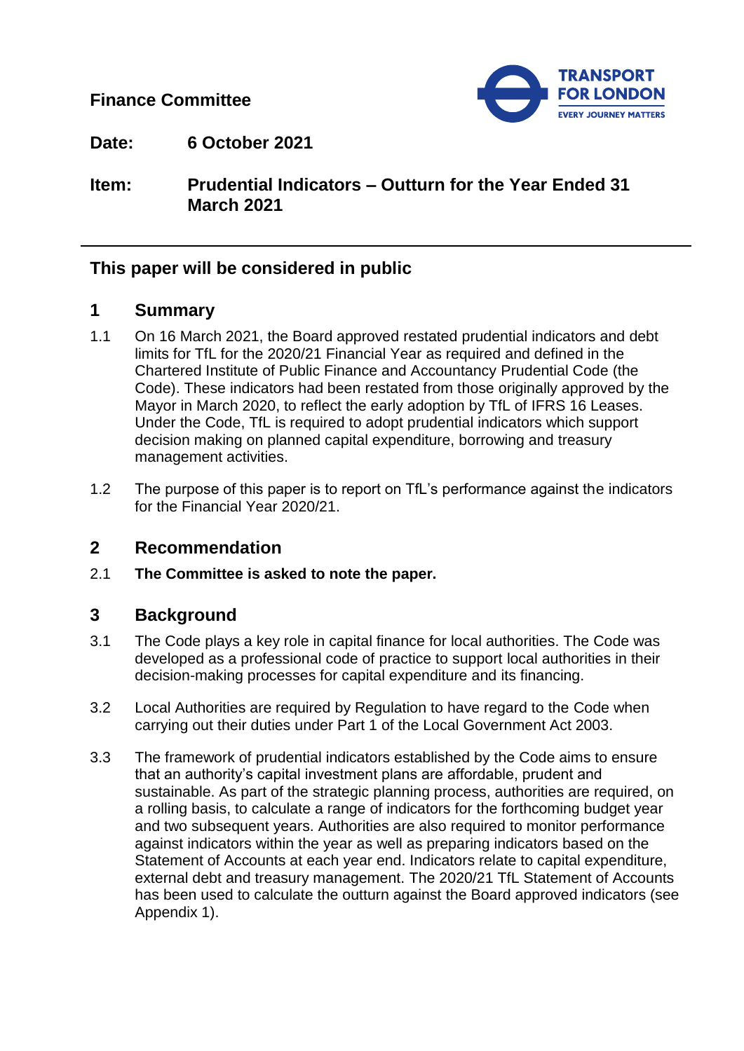**Finance Committee**

**Date:** 6 October 2021

**Item:** **Prudential Indicators – Outturn for the Year Ended 31 March 2021**

---

## This paper will be considered in public

## 1 Summary

1.1 On 16 March 2021, the Board approved restated prudential indicators and debt limits for TfL for the 2020/21 Financial Year as required and defined in the Chartered Institute of Public Finance and Accountancy Prudential Code (the Code). These indicators had been restated from those originally approved by the Mayor in March 2020, to reflect the early adoption by TfL of IFRS 16 Leases. Under the Code, TfL is required to adopt prudential indicators which support decision making on planned capital expenditure, borrowing and treasury management activities.

1.2 The purpose of this paper is to report on TfL's performance against the indicators for the Financial Year 2020/21.

## 2 Recommendation

2.1 **The Committee is asked to note the paper.**

## 3 Background

3.1 The Code plays a key role in capital finance for local authorities. The Code was developed as a professional code of practice to support local authorities in their decision-making processes for capital expenditure and its financing.

3.2 Local Authorities are required by Regulation to have regard to the Code when carrying out their duties under Part 1 of the Local Government Act 2003.

3.3 The framework of prudential indicators established by the Code aims to ensure that an authority's capital investment plans are affordable, prudent and sustainable. As part of the strategic planning process, authorities are required, on a rolling basis, to calculate a range of indicators for the forthcoming budget year and two subsequent years. Authorities are also required to monitor performance against indicators within the year as well as preparing indicators based on the Statement of Accounts at each year end. Indicators relate to capital expenditure, external debt and treasury management. The 2020/21 TfL Statement of Accounts has been used to calculate the outturn against the Board approved indicators (see Appendix 1).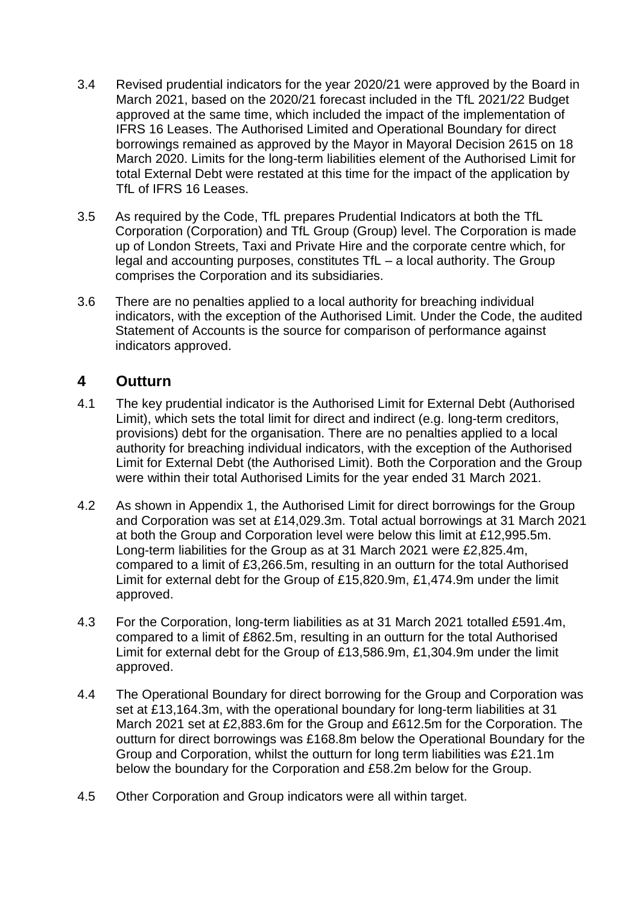3.4 Revised prudential indicators for the year 2020/21 were approved by the Board in March 2021, based on the 2020/21 forecast included in the TfL 2021/22 Budget approved at the same time, which included the impact of the implementation of IFRS 16 Leases. The Authorised Limited and Operational Boundary for direct borrowings remained as approved by the Mayor in Mayoral Decision 2615 on 18 March 2020. Limits for the long-term liabilities element of the Authorised Limit for total External Debt were restated at this time for the impact of the application by TfL of IFRS 16 Leases.

3.5 As required by the Code, TfL prepares Prudential Indicators at both the TfL Corporation (Corporation) and TfL Group (Group) level. The Corporation is made up of London Streets, Taxi and Private Hire and the corporate centre which, for legal and accounting purposes, constitutes TfL – a local authority. The Group comprises the Corporation and its subsidiaries.

3.6 There are no penalties applied to a local authority for breaching individual indicators, with the exception of the Authorised Limit. Under the Code, the audited Statement of Accounts is the source for comparison of performance against indicators approved.

## 4 Outturn

4.1 The key prudential indicator is the Authorised Limit for External Debt (Authorised Limit), which sets the total limit for direct and indirect (e.g. long-term creditors, provisions) debt for the organisation. There are no penalties applied to a local authority for breaching individual indicators, with the exception of the Authorised Limit for External Debt (the Authorised Limit). Both the Corporation and the Group were within their total Authorised Limits for the year ended 31 March 2021.

4.2 As shown in Appendix 1, the Authorised Limit for direct borrowings for the Group and Corporation was set at £14,029.3m. Total actual borrowings at 31 March 2021 at both the Group and Corporation level were below this limit at £12,995.5m. Long-term liabilities for the Group as at 31 March 2021 were £2,825.4m, compared to a limit of £3,266.5m, resulting in an outturn for the total Authorised Limit for external debt for the Group of £15,820.9m, £1,474.9m under the limit approved.

4.3 For the Corporation, long-term liabilities as at 31 March 2021 totalled £591.4m, compared to a limit of £862.5m, resulting in an outturn for the total Authorised Limit for external debt for the Group of £13,586.9m, £1,304.9m under the limit approved.

4.4 The Operational Boundary for direct borrowing for the Group and Corporation was set at £13,164.3m, with the operational boundary for long-term liabilities at 31 March 2021 set at £2,883.6m for the Group and £612.5m for the Corporation. The outturn for direct borrowings was £168.8m below the Operational Boundary for the Group and Corporation, whilst the outturn for long term liabilities was £21.1m below the boundary for the Corporation and £58.2m below for the Group.

4.5 Other Corporation and Group indicators were all within target.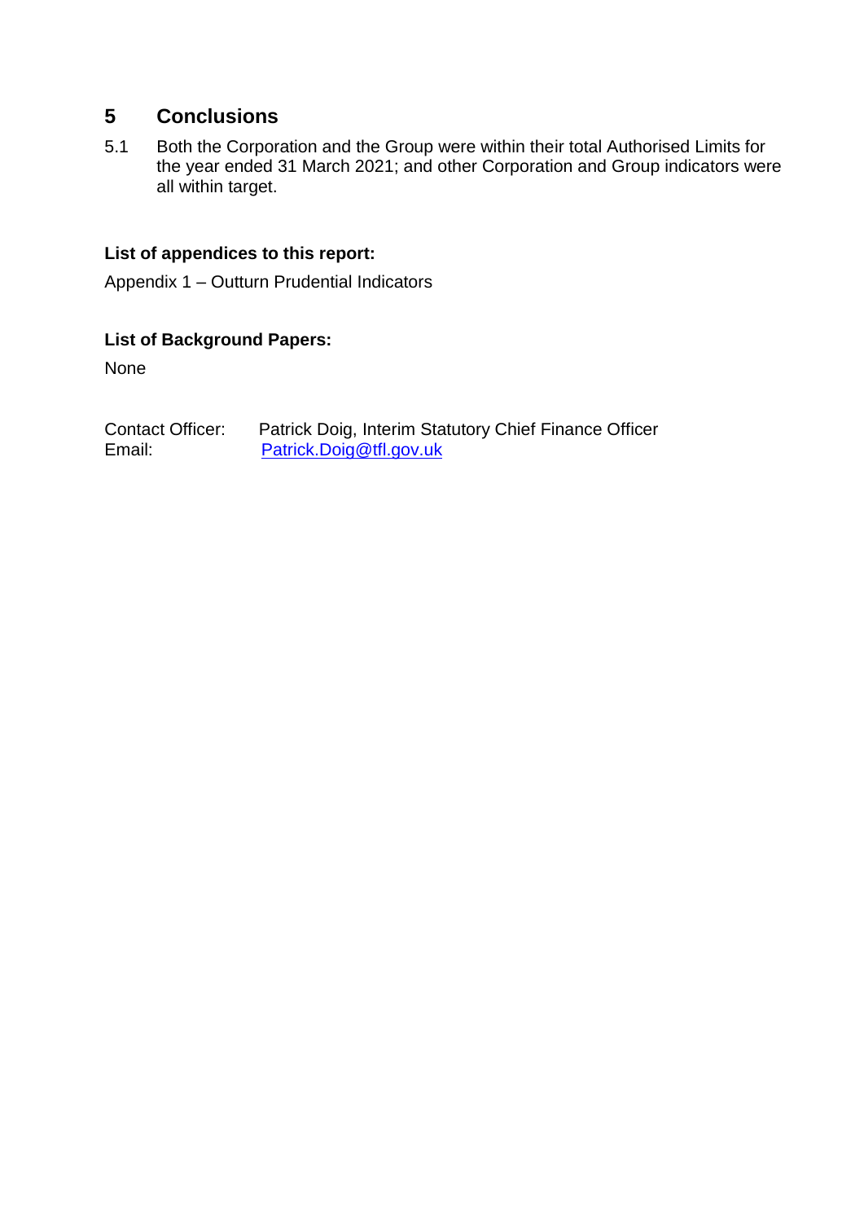## 5 Conclusions

5.1 Both the Corporation and the Group were within their total Authorised Limits for the year ended 31 March 2021; and other Corporation and Group indicators were all within target.

**List of appendices to this report:**

Appendix 1 – Outturn Prudential Indicators

**List of Background Papers:**

None

Contact Officer: Patrick Doig, Interim Statutory Chief Finance Officer
Email: Patrick.Doig@tfl.gov.uk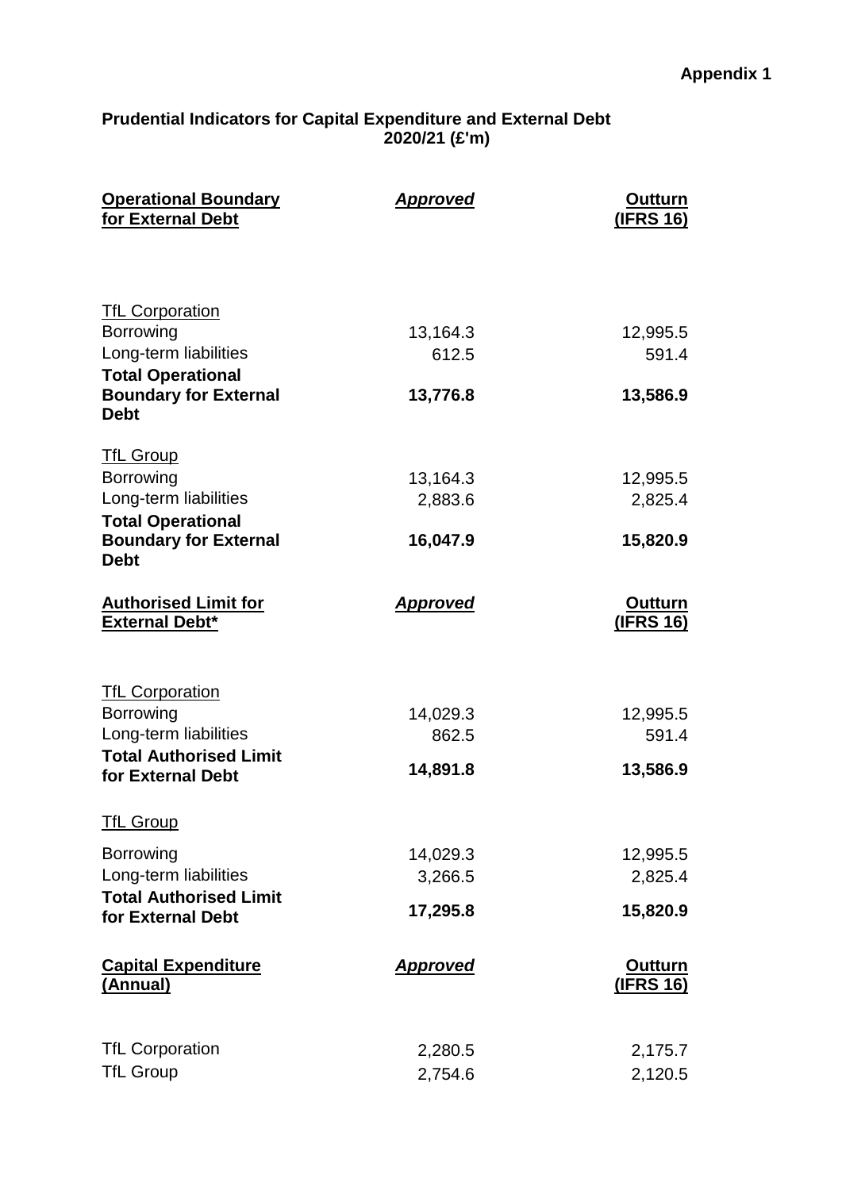**Appendix 1**

**Prudential Indicators for Capital Expenditure and External Debt 2020/21 (£'m)**

| **Operational Boundary for External Debt** | ***Approved*** | **Outturn (IFRS 16)** |
|---|---|---|
| TfL Corporation | | |
| Borrowing | 13,164.3 | 12,995.5 |
| Long-term liabilities | 612.5 | 591.4 |
| **Total Operational Boundary for External Debt** | **13,776.8** | **13,586.9** |
| TfL Group | | |
| Borrowing | 13,164.3 | 12,995.5 |
| Long-term liabilities | 2,883.6 | 2,825.4 |
| **Total Operational Boundary for External Debt** | **16,047.9** | **15,820.9** |

| **Authorised Limit for External Debt*** | ***Approved*** | **Outturn (IFRS 16)** |
|---|---|---|
| TfL Corporation | | |
| Borrowing | 14,029.3 | 12,995.5 |
| Long-term liabilities | 862.5 | 591.4 |
| **Total Authorised Limit for External Debt** | **14,891.8** | **13,586.9** |
| TfL Group | | |
| Borrowing | 14,029.3 | 12,995.5 |
| Long-term liabilities | 3,266.5 | 2,825.4 |
| **Total Authorised Limit for External Debt** | **17,295.8** | **15,820.9** |

| **Capital Expenditure (Annual)** | ***Approved*** | **Outturn (IFRS 16)** |
|---|---|---|
| TfL Corporation | 2,280.5 | 2,175.7 |
| TfL Group | 2,754.6 | 2,120.5 |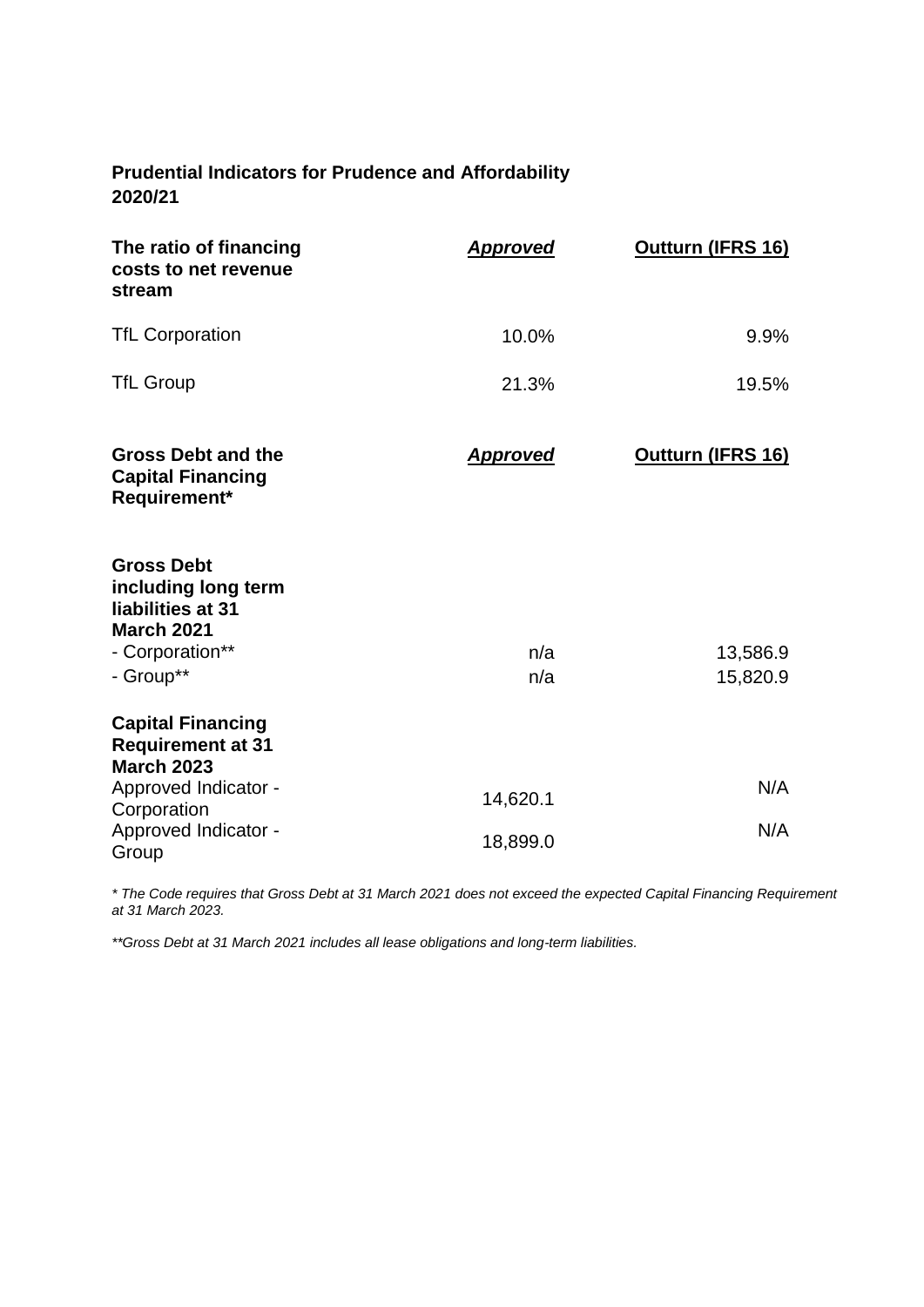**Prudential Indicators for Prudence and Affordability 2020/21**

| The ratio of financing costs to net revenue stream | ***Approved*** | **Outturn (IFRS 16)** |
| --- | --- | --- |
| TfL Corporation | 10.0% | 9.9% |
| TfL Group | 21.3% | 19.5% |

| Gross Debt and the Capital Financing Requirement* | ***Approved*** | **Outturn (IFRS 16)** |
| --- | --- | --- |
| **Gross Debt including long term liabilities at 31 March 2021** | | |
| - Corporation** | n/a | 13,586.9 |
| - Group** | n/a | 15,820.9 |
| **Capital Financing Requirement at 31 March 2023** | | |
| Approved Indicator - Corporation | 14,620.1 | N/A |
| Approved Indicator - Group | 18,899.0 | N/A |

*\* The Code requires that Gross Debt at 31 March 2021 does not exceed the expected Capital Financing Requirement at 31 March 2023.*

*\*\*Gross Debt at 31 March 2021 includes all lease obligations and long-term liabilities.*